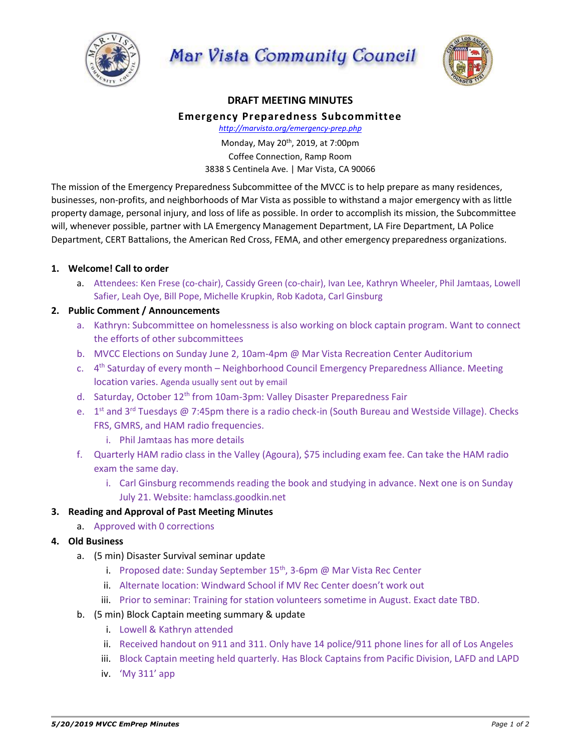# Mar Vista Community Council

## DRAFT MEETING MINUTES

### Emergency Preparedness Subcommittee

http://marvista.org/emergency-prep.php

Monday, May 20th, 2019, at 7:00pm
Coffee Connection, Ramp Room
3838 S Centinela Ave. | Mar Vista, CA 90066

The mission of the Emergency Preparedness Subcommittee of the MVCC is to help prepare as many residences, businesses, non-profits, and neighborhoods of Mar Vista as possible to withstand a major emergency with as little property damage, personal injury, and loss of life as possible. In order to accomplish its mission, the Subcommittee will, whenever possible, partner with LA Emergency Management Department, LA Fire Department, LA Police Department, CERT Battalions, the American Red Cross, FEMA, and other emergency preparedness organizations.

1. **Welcome! Call to order**
   a. Attendees: Ken Frese (co-chair), Cassidy Green (co-chair), Ivan Lee, Kathryn Wheeler, Phil Jamtaas, Lowell Safier, Leah Oye, Bill Pope, Michelle Krupkin, Rob Kadota, Carl Ginsburg
2. **Public Comment / Announcements**
   a. Kathryn: Subcommittee on homelessness is also working on block captain program. Want to connect the efforts of other subcommittees
   b. MVCC Elections on Sunday June 2, 10am-4pm @ Mar Vista Recreation Center Auditorium
   c. 4th Saturday of every month – Neighborhood Council Emergency Preparedness Alliance. Meeting location varies. Agenda usually sent out by email
   d. Saturday, October 12th from 10am-3pm: Valley Disaster Preparedness Fair
   e. 1st and 3rd Tuesdays @ 7:45pm there is a radio check-in (South Bureau and Westside Village). Checks FRS, GMRS, and HAM radio frequencies.
      i. Phil Jamtaas has more details
   f. Quarterly HAM radio class in the Valley (Agoura), $75 including exam fee. Can take the HAM radio exam the same day.
      i. Carl Ginsburg recommends reading the book and studying in advance. Next one is on Sunday July 21. Website: hamclass.goodkin.net
3. **Reading and Approval of Past Meeting Minutes**
   a. Approved with 0 corrections
4. **Old Business**
   a. (5 min) Disaster Survival seminar update
      i. Proposed date: Sunday September 15th, 3-6pm @ Mar Vista Rec Center
      ii. Alternate location: Windward School if MV Rec Center doesn't work out
      iii. Prior to seminar: Training for station volunteers sometime in August. Exact date TBD.
   b. (5 min) Block Captain meeting summary & update
      i. Lowell & Kathryn attended
      ii. Received handout on 911 and 311. Only have 14 police/911 phone lines for all of Los Angeles
      iii. Block Captain meeting held quarterly. Has Block Captains from Pacific Division, LAFD and LAPD
      iv. 'My 311' app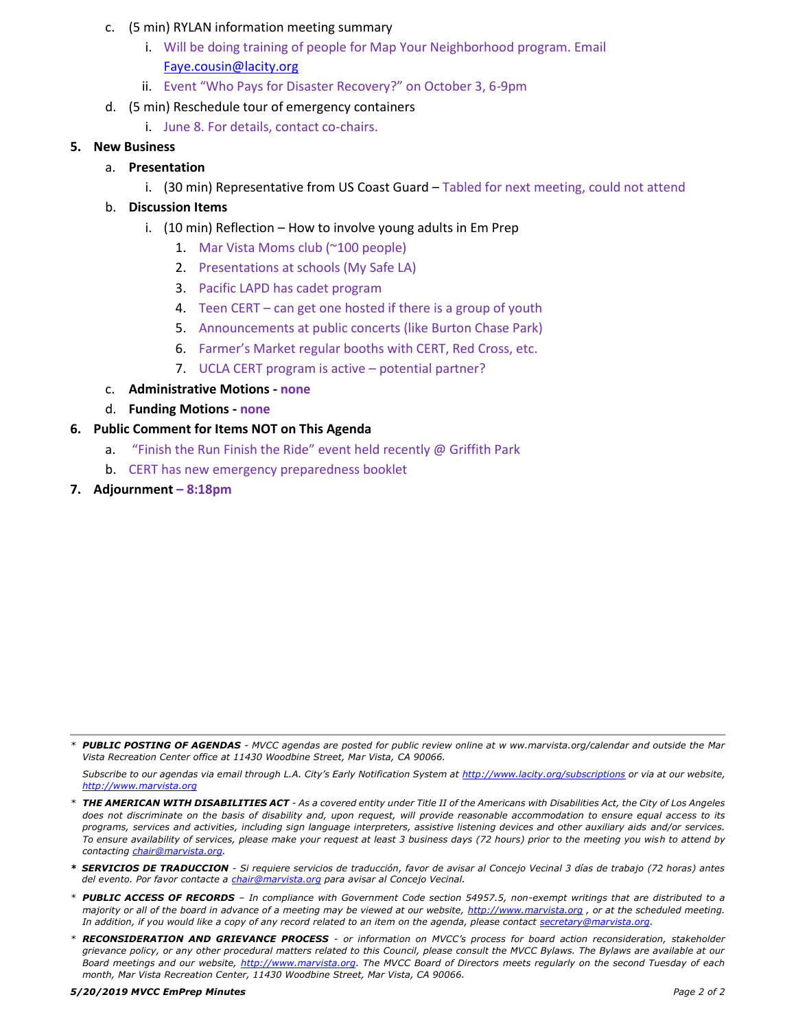c. (5 min) RYLAN information meeting summary
   i. Will be doing training of people for Map Your Neighborhood program. Email [Faye.cousin@lacity.org](mailto:Faye.cousin@lacity.org)
   ii. Event "Who Pays for Disaster Recovery?" on October 3, 6-9pm

d. (5 min) Reschedule tour of emergency containers
   i. June 8. For details, contact co-chairs.

5. **New Business**
   a. **Presentation**
      i. (30 min) Representative from US Coast Guard – Tabled for next meeting, could not attend
   b. **Discussion Items**
      i. (10 min) Reflection – How to involve young adults in Em Prep
         1. Mar Vista Moms club (~100 people)
         2. Presentations at schools (My Safe LA)
         3. Pacific LAPD has cadet program
         4. Teen CERT – can get one hosted if there is a group of youth
         5. Announcements at public concerts (like Burton Chase Park)
         6. Farmer's Market regular booths with CERT, Red Cross, etc.
         7. UCLA CERT program is active – potential partner?
   c. **Administrative Motions - none**
   d. **Funding Motions - none**

6. **Public Comment for Items NOT on This Agenda**
   a. "Finish the Run Finish the Ride" event held recently @ Griffith Park
   b. CERT has new emergency preparedness booklet

7. **Adjournment – 8:18pm**

---

* ***PUBLIC POSTING OF AGENDAS*** *- MVCC agendas are posted for public review online at w ww.marvista.org/calendar and outside the Mar Vista Recreation Center office at 11430 Woodbine Street, Mar Vista, CA 90066.*

  *Subscribe to our agendas via email through L.A. City's Early Notification System at [http://www.lacity.org/subscriptions](http://www.lacity.org/subscriptions) or via at our website, [http://www.marvista.org](http://www.marvista.org)*

* ***THE AMERICAN WITH DISABILITIES ACT*** *- As a covered entity under Title II of the Americans with Disabilities Act, the City of Los Angeles does not discriminate on the basis of disability and, upon request, will provide reasonable accommodation to ensure equal access to its programs, services and activities, including sign language interpreters, assistive listening devices and other auxiliary aids and/or services. To ensure availability of services, please make your request at least 3 business days (72 hours) prior to the meeting you wish to attend by contacting [chair@marvista.org](mailto:chair@marvista.org).*

* ***SERVICIOS DE TRADUCCION*** *- Si requiere servicios de traducción, favor de avisar al Concejo Vecinal 3 días de trabajo (72 horas) antes del evento. Por favor contacte a [chair@marvista.org](mailto:chair@marvista.org) para avisar al Concejo Vecinal.*

* ***PUBLIC ACCESS OF RECORDS*** *– In compliance with Government Code section 54957.5, non-exempt writings that are distributed to a majority or all of the board in advance of a meeting may be viewed at our website, [http://www.marvista.org](http://www.marvista.org) , or at the scheduled meeting. In addition, if you would like a copy of any record related to an item on the agenda, please contact [secretary@marvista.org](mailto:secretary@marvista.org).*

* ***RECONSIDERATION AND GRIEVANCE PROCESS*** *- or information on MVCC's process for board action reconsideration, stakeholder grievance policy, or any other procedural matters related to this Council, please consult the MVCC Bylaws. The Bylaws are available at our Board meetings and our website, [http://www.marvista.org](http://www.marvista.org). The MVCC Board of Directors meets regularly on the second Tuesday of each month, Mar Vista Recreation Center, 11430 Woodbine Street, Mar Vista, CA 90066.*